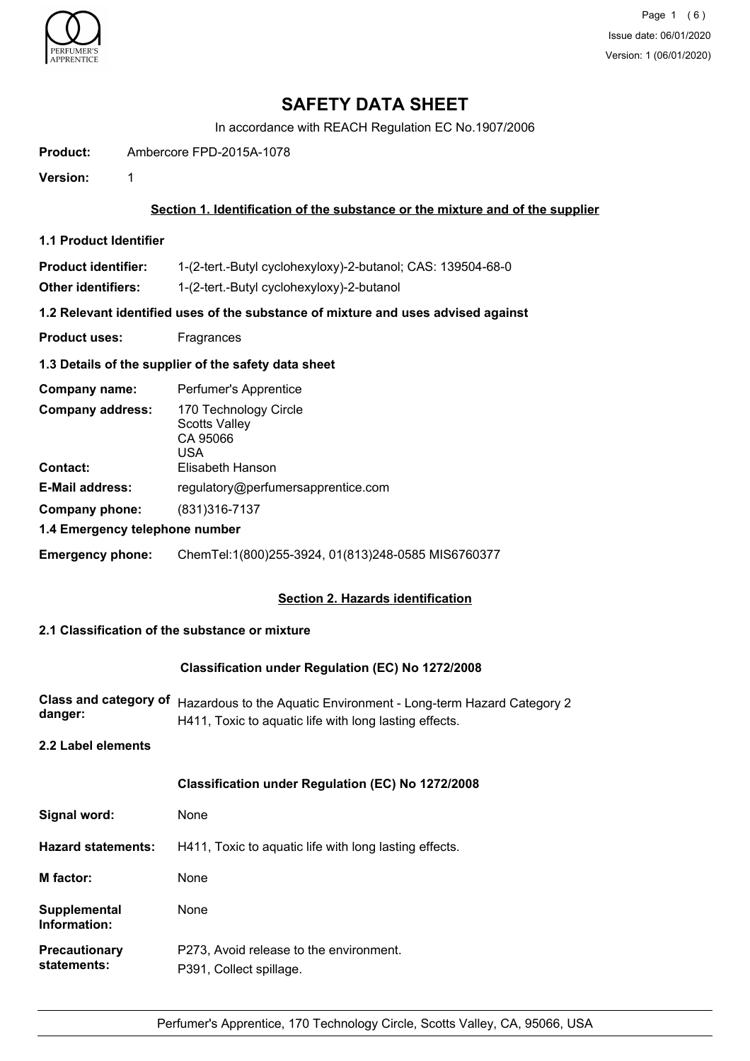# SAFETY DATA SHEET

In accordance with REACH Regulation EC No.1907/2006

**Product:** Ambercore FPD-2015A-1078

**Version:** 1

## Section 1. Identification of the substance or the mixture and of the supplier

### 1.1 Product Identifier

**Product identifier:** 1-(2-tert.-Butyl cyclohexyloxy)-2-butanol; CAS: 139504-68-0

**Other identifiers:** 1-(2-tert.-Butyl cyclohexyloxy)-2-butanol

### 1.2 Relevant identified uses of the substance of mixture and uses advised against

**Product uses:** Fragrances

### 1.3 Details of the supplier of the safety data sheet

**Company name:** Perfumer's Apprentice

**Company address:** 170 Technology Circle
Scotts Valley
CA 95066
USA

**Contact:** Elisabeth Hanson

**E-Mail address:** regulatory@perfumersapprentice.com

**Company phone:** (831)316-7137

### 1.4 Emergency telephone number

**Emergency phone:** ChemTel:1(800)255-3924, 01(813)248-0585 MIS6760377

## Section 2. Hazards identification

### 2.1 Classification of the substance or mixture

**Classification under Regulation (EC) No 1272/2008**

**Class and category of danger:** Hazardous to the Aquatic Environment - Long-term Hazard Category 2
H411, Toxic to aquatic life with long lasting effects.

### 2.2 Label elements

**Classification under Regulation (EC) No 1272/2008**

**Signal word:** None

**Hazard statements:** H411, Toxic to aquatic life with long lasting effects.

**M factor:** None

**Supplemental Information:** None

**Precautionary statements:** P273, Avoid release to the environment.
P391, Collect spillage.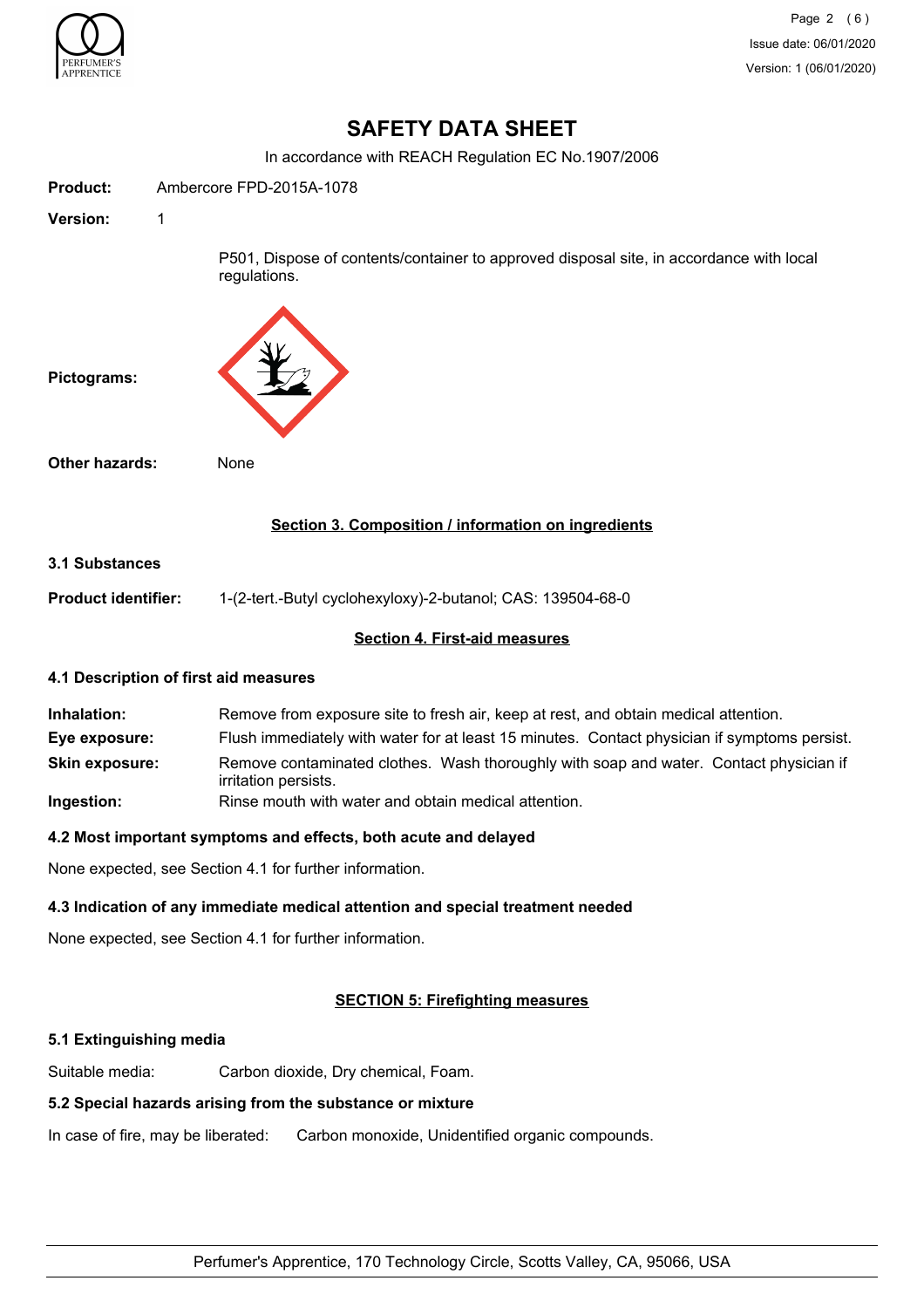# SAFETY DATA SHEET

In accordance with REACH Regulation EC No.1907/2006

**Product:** Ambercore FPD-2015A-1078

**Version:** 1

P501, Dispose of contents/container to approved disposal site, in accordance with local regulations.

**Pictograms:**

**Other hazards:** None

## Section 3. Composition / information on ingredients

### 3.1 Substances

**Product identifier:** 1-(2-tert.-Butyl cyclohexyloxy)-2-butanol; CAS: 139504-68-0

## Section 4. First-aid measures

### 4.1 Description of first aid measures

**Inhalation:** Remove from exposure site to fresh air, keep at rest, and obtain medical attention.

**Eye exposure:** Flush immediately with water for at least 15 minutes. Contact physician if symptoms persist.

**Skin exposure:** Remove contaminated clothes. Wash thoroughly with soap and water. Contact physician if irritation persists.

**Ingestion:** Rinse mouth with water and obtain medical attention.

### 4.2 Most important symptoms and effects, both acute and delayed

None expected, see Section 4.1 for further information.

### 4.3 Indication of any immediate medical attention and special treatment needed

None expected, see Section 4.1 for further information.

## SECTION 5: Firefighting measures

### 5.1 Extinguishing media

Suitable media: Carbon dioxide, Dry chemical, Foam.

### 5.2 Special hazards arising from the substance or mixture

In case of fire, may be liberated: Carbon monoxide, Unidentified organic compounds.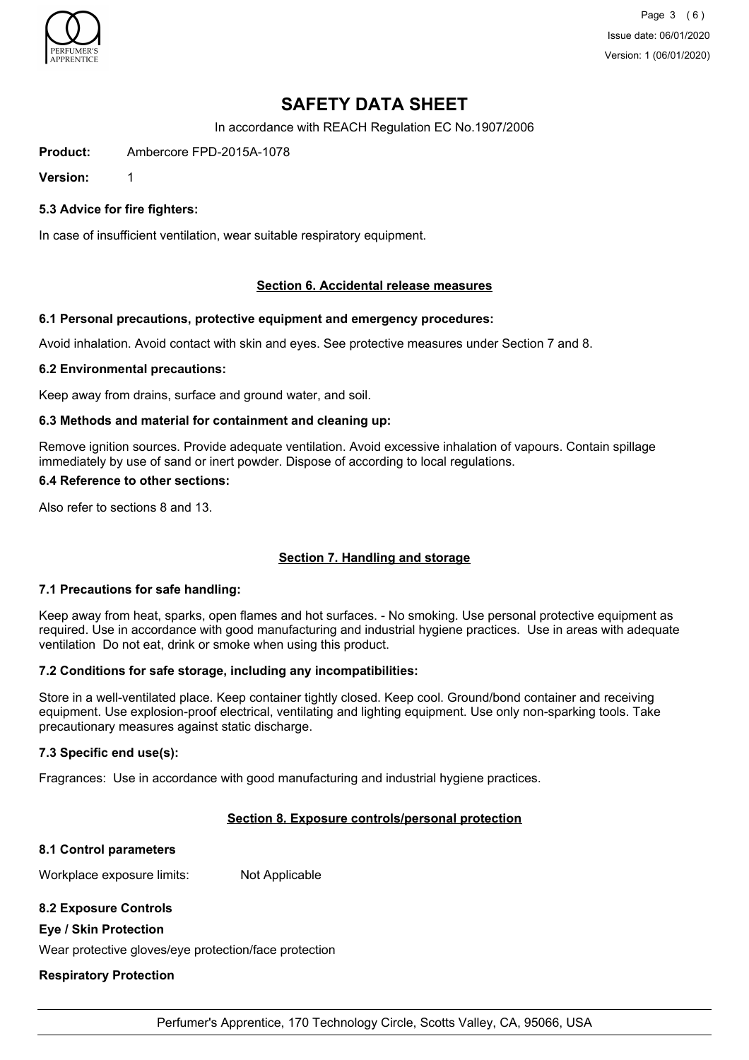# SAFETY DATA SHEET

In accordance with REACH Regulation EC No.1907/2006

**Product:** Ambercore FPD-2015A-1078

**Version:** 1

### 5.3 Advice for fire fighters:

In case of insufficient ventilation, wear suitable respiratory equipment.

## Section 6. Accidental release measures

### 6.1 Personal precautions, protective equipment and emergency procedures:

Avoid inhalation. Avoid contact with skin and eyes. See protective measures under Section 7 and 8.

### 6.2 Environmental precautions:

Keep away from drains, surface and ground water, and soil.

### 6.3 Methods and material for containment and cleaning up:

Remove ignition sources. Provide adequate ventilation. Avoid excessive inhalation of vapours. Contain spillage immediately by use of sand or inert powder. Dispose of according to local regulations.

### 6.4 Reference to other sections:

Also refer to sections 8 and 13.

## Section 7. Handling and storage

### 7.1 Precautions for safe handling:

Keep away from heat, sparks, open flames and hot surfaces. - No smoking. Use personal protective equipment as required. Use in accordance with good manufacturing and industrial hygiene practices. Use in areas with adequate ventilation Do not eat, drink or smoke when using this product.

### 7.2 Conditions for safe storage, including any incompatibilities:

Store in a well-ventilated place. Keep container tightly closed. Keep cool. Ground/bond container and receiving equipment. Use explosion-proof electrical, ventilating and lighting equipment. Use only non-sparking tools. Take precautionary measures against static discharge.

### 7.3 Specific end use(s):

Fragrances: Use in accordance with good manufacturing and industrial hygiene practices.

## Section 8. Exposure controls/personal protection

### 8.1 Control parameters

Workplace exposure limits: Not Applicable

### 8.2 Exposure Controls

**Eye / Skin Protection**

Wear protective gloves/eye protection/face protection

**Respiratory Protection**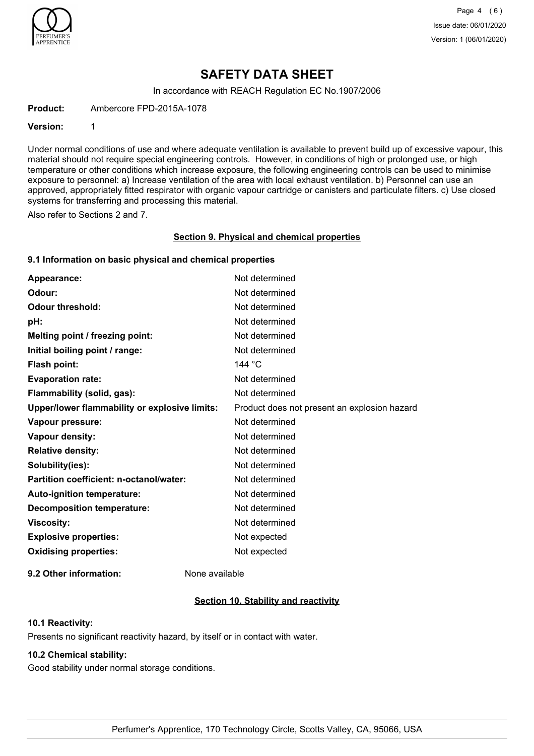# SAFETY DATA SHEET

In accordance with REACH Regulation EC No.1907/2006

**Product:** Ambercore FPD-2015A-1078

**Version:** 1

Under normal conditions of use and where adequate ventilation is available to prevent build up of excessive vapour, this material should not require special engineering controls. However, in conditions of high or prolonged use, or high temperature or other conditions which increase exposure, the following engineering controls can be used to minimise exposure to personnel: a) Increase ventilation of the area with local exhaust ventilation. b) Personnel can use an approved, appropriately fitted respirator with organic vapour cartridge or canisters and particulate filters. c) Use closed systems for transferring and processing this material.

Also refer to Sections 2 and 7.

## Section 9. Physical and chemical properties

### 9.1 Information on basic physical and chemical properties

| | |
|---|---|
| **Appearance:** | Not determined |
| **Odour:** | Not determined |
| **Odour threshold:** | Not determined |
| **pH:** | Not determined |
| **Melting point / freezing point:** | Not determined |
| **Initial boiling point / range:** | Not determined |
| **Flash point:** | 144 °C |
| **Evaporation rate:** | Not determined |
| **Flammability (solid, gas):** | Not determined |
| **Upper/lower flammability or explosive limits:** | Product does not present an explosion hazard |
| **Vapour pressure:** | Not determined |
| **Vapour density:** | Not determined |
| **Relative density:** | Not determined |
| **Solubility(ies):** | Not determined |
| **Partition coefficient: n-octanol/water:** | Not determined |
| **Auto-ignition temperature:** | Not determined |
| **Decomposition temperature:** | Not determined |
| **Viscosity:** | Not determined |
| **Explosive properties:** | Not expected |
| **Oxidising properties:** | Not expected |

**9.2 Other information:** None available

## Section 10. Stability and reactivity

### 10.1 Reactivity:

Presents no significant reactivity hazard, by itself or in contact with water.

### 10.2 Chemical stability:

Good stability under normal storage conditions.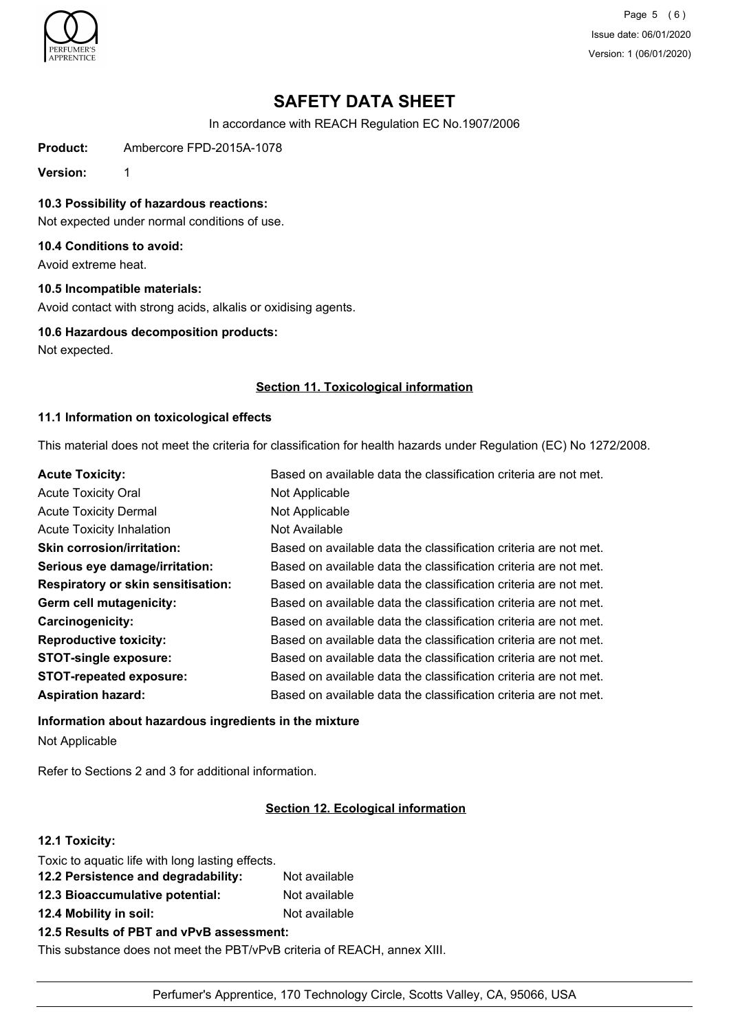# SAFETY DATA SHEET

In accordance with REACH Regulation EC No.1907/2006

**Product:** Ambercore FPD-2015A-1078

**Version:** 1

### 10.3 Possibility of hazardous reactions:

Not expected under normal conditions of use.

### 10.4 Conditions to avoid:

Avoid extreme heat.

### 10.5 Incompatible materials:

Avoid contact with strong acids, alkalis or oxidising agents.

### 10.6 Hazardous decomposition products:

Not expected.

## Section 11. Toxicological information

### 11.1 Information on toxicological effects

This material does not meet the criteria for classification for health hazards under Regulation (EC) No 1272/2008.

| | |
|---|---|
| **Acute Toxicity:** | Based on available data the classification criteria are not met. |
| Acute Toxicity Oral | Not Applicable |
| Acute Toxicity Dermal | Not Applicable |
| Acute Toxicity Inhalation | Not Available |
| **Skin corrosion/irritation:** | Based on available data the classification criteria are not met. |
| **Serious eye damage/irritation:** | Based on available data the classification criteria are not met. |
| **Respiratory or skin sensitisation:** | Based on available data the classification criteria are not met. |
| **Germ cell mutagenicity:** | Based on available data the classification criteria are not met. |
| **Carcinogenicity:** | Based on available data the classification criteria are not met. |
| **Reproductive toxicity:** | Based on available data the classification criteria are not met. |
| **STOT-single exposure:** | Based on available data the classification criteria are not met. |
| **STOT-repeated exposure:** | Based on available data the classification criteria are not met. |
| **Aspiration hazard:** | Based on available data the classification criteria are not met. |

**Information about hazardous ingredients in the mixture**

Not Applicable

Refer to Sections 2 and 3 for additional information.

## Section 12. Ecological information

### 12.1 Toxicity:

Toxic to aquatic life with long lasting effects.

**12.2 Persistence and degradability:** Not available

**12.3 Bioaccumulative potential:** Not available

**12.4 Mobility in soil:** Not available

### 12.5 Results of PBT and vPvB assessment:

This substance does not meet the PBT/vPvB criteria of REACH, annex XIII.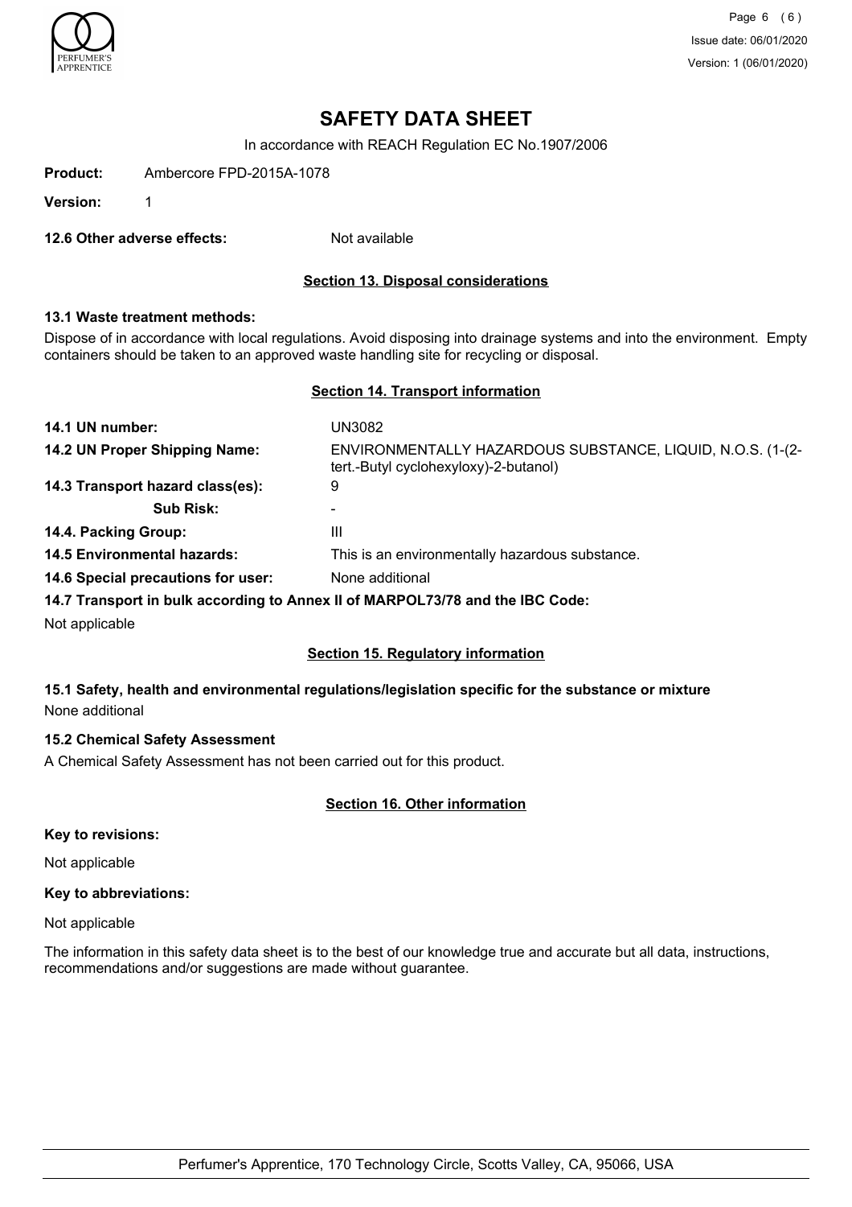# SAFETY DATA SHEET

In accordance with REACH Regulation EC No.1907/2006

**Product:** Ambercore FPD-2015A-1078

**Version:** 1

**12.6 Other adverse effects:** Not available

## Section 13. Disposal considerations

**13.1 Waste treatment methods:**

Dispose of in accordance with local regulations. Avoid disposing into drainage systems and into the environment. Empty containers should be taken to an approved waste handling site for recycling or disposal.

## Section 14. Transport information

| | |
|---|---|
| **14.1 UN number:** | UN3082 |
| **14.2 UN Proper Shipping Name:** | ENVIRONMENTALLY HAZARDOUS SUBSTANCE, LIQUID, N.O.S. (1-(2-tert.-Butyl cyclohexyloxy)-2-butanol) |
| **14.3 Transport hazard class(es):** | 9 |
| **Sub Risk:** | - |
| **14.4. Packing Group:** | III |
| **14.5 Environmental hazards:** | This is an environmentally hazardous substance. |
| **14.6 Special precautions for user:** | None additional |

**14.7 Transport in bulk according to Annex II of MARPOL73/78 and the IBC Code:**

Not applicable

## Section 15. Regulatory information

**15.1 Safety, health and environmental regulations/legislation specific for the substance or mixture**

None additional

**15.2 Chemical Safety Assessment**

A Chemical Safety Assessment has not been carried out for this product.

## Section 16. Other information

**Key to revisions:**

Not applicable

**Key to abbreviations:**

Not applicable

The information in this safety data sheet is to the best of our knowledge true and accurate but all data, instructions, recommendations and/or suggestions are made without guarantee.